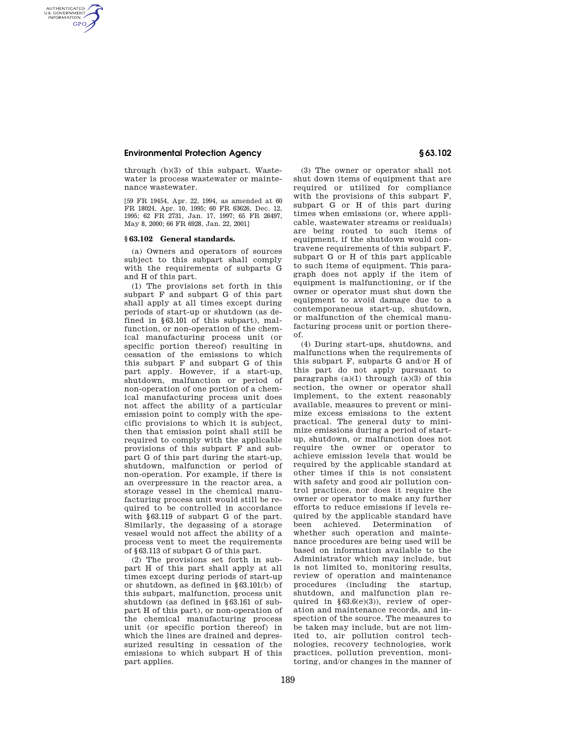through (b)(3) of this subpart. Wastewater is process wastewater or maintenance wastewater.

[59 FR 19454, Apr. 22, 1994, as amended at 60 FR 18024, Apr. 10, 1995; 60 FR 63626, Dec. 12, 1995; 62 FR 2731, Jan. 17, 1997; 65 FR 26497, May 8, 2000; 66 FR 6928, Jan. 22, 2001]

### § 63.102 General standards.

(a) Owners and operators of sources subject to this subpart shall comply with the requirements of subparts G and H of this part.

(1) The provisions set forth in this subpart F and subpart G of this part shall apply at all times except during periods of start-up or shutdown (as defined in §63.101 of this subpart), malfunction, or non-operation of the chemical manufacturing process unit (or specific portion thereof) resulting in cessation of the emissions to which this subpart F and subpart G of this part apply. However, if a start-up, shutdown, malfunction or period of non-operation of one portion of a chemical manufacturing process unit does not affect the ability of a particular emission point to comply with the specific provisions to which it is subject, then that emission point shall still be required to comply with the applicable provisions of this subpart F and subpart G of this part during the start-up, shutdown, malfunction or period of non-operation. For example, if there is an overpressure in the reactor area, a storage vessel in the chemical manufacturing process unit would still be required to be controlled in accordance with §63.119 of subpart G of the part. Similarly, the degassing of a storage vessel would not affect the ability of a process vent to meet the requirements of §63.113 of subpart G of this part.

(2) The provisions set forth in subpart H of this part shall apply at all times except during periods of start-up or shutdown, as defined in §63.101(b) of this subpart, malfunction, process unit shutdown (as defined in §63.161 of subpart H of this part), or non-operation of the chemical manufacturing process unit (or specific portion thereof) in which the lines are drained and depressurized resulting in cessation of the emissions to which subpart H of this part applies.

(3) The owner or operator shall not shut down items of equipment that are required or utilized for compliance with the provisions of this subpart F, subpart G or H of this part during times when emissions (or, where applicable, wastewater streams or residuals) are being routed to such items of equipment, if the shutdown would contravene requirements of this subpart F, subpart G or H of this part applicable to such items of equipment. This paragraph does not apply if the item of equipment is malfunctioning, or if the owner or operator must shut down the equipment to avoid damage due to a contemporaneous start-up, shutdown, or malfunction of the chemical manufacturing process unit or portion thereof.

(4) During start-ups, shutdowns, and malfunctions when the requirements of this subpart F, subparts G and/or H of this part do not apply pursuant to paragraphs (a)(1) through (a)(3) of this section, the owner or operator shall implement, to the extent reasonably available, measures to prevent or minimize excess emissions to the extent practical. The general duty to minimize emissions during a period of start-up, shutdown, or malfunction does not require the owner or operator to achieve emission levels that would be required by the applicable standard at other times if this is not consistent with safety and good air pollution control practices, nor does it require the owner or operator to make any further efforts to reduce emissions if levels required by the applicable standard have been achieved. Determination of whether such operation and maintenance procedures are being used will be based on information available to the Administrator which may include, but is not limited to, monitoring results, review of operation and maintenance procedures (including the startup, shutdown, and malfunction plan required in §63.6(e)(3)), review of operation and maintenance records, and inspection of the source. The measures to be taken may include, but are not limited to, air pollution control technologies, recovery technologies, work practices, pollution prevention, monitoring, and/or changes in the manner of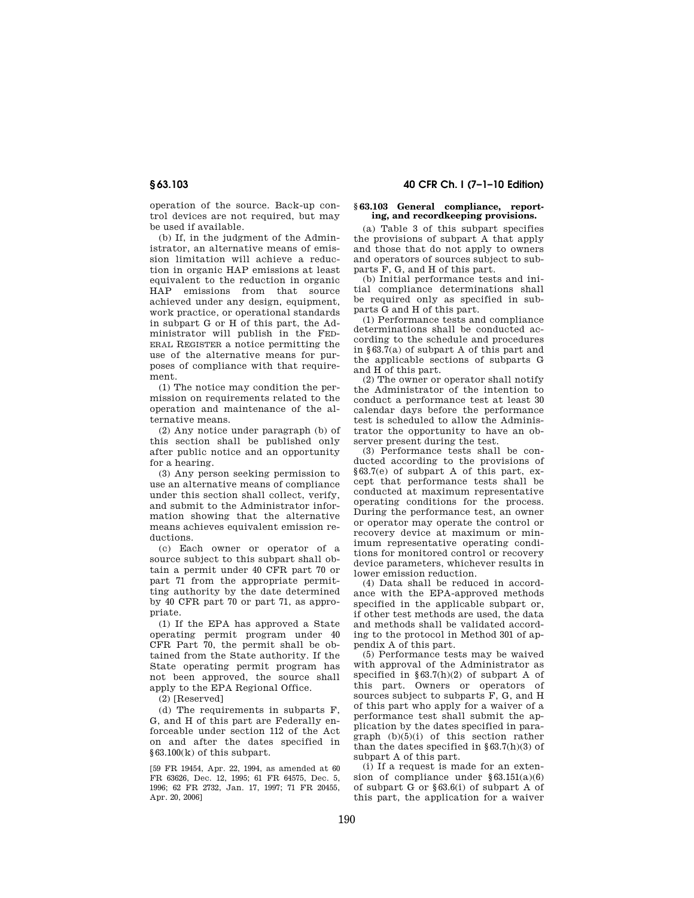operation of the source. Back-up control devices are not required, but may be used if available.

(b) If, in the judgment of the Administrator, an alternative means of emission limitation will achieve a reduction in organic HAP emissions at least equivalent to the reduction in organic HAP emissions from that source achieved under any design, equipment, work practice, or operational standards in subpart G or H of this part, the Administrator will publish in the FEDERAL REGISTER a notice permitting the use of the alternative means for purposes of compliance with that requirement.

(1) The notice may condition the permission on requirements related to the operation and maintenance of the alternative means.

(2) Any notice under paragraph (b) of this section shall be published only after public notice and an opportunity for a hearing.

(3) Any person seeking permission to use an alternative means of compliance under this section shall collect, verify, and submit to the Administrator information showing that the alternative means achieves equivalent emission reductions.

(c) Each owner or operator of a source subject to this subpart shall obtain a permit under 40 CFR part 70 or part 71 from the appropriate permitting authority by the date determined by 40 CFR part 70 or part 71, as appropriate.

(1) If the EPA has approved a State operating permit program under 40 CFR Part 70, the permit shall be obtained from the State authority. If the State operating permit program has not been approved, the source shall apply to the EPA Regional Office.

(2) [Reserved]

(d) The requirements in subparts F, G, and H of this part are Federally enforceable under section 112 of the Act on and after the dates specified in §63.100(k) of this subpart.

[59 FR 19454, Apr. 22, 1994, as amended at 60 FR 63626, Dec. 12, 1995; 61 FR 64575, Dec. 5, 1996; 62 FR 2732, Jan. 17, 1997; 71 FR 20455, Apr. 20, 2006]

### §63.103 General compliance, reporting, and recordkeeping provisions.

(a) Table 3 of this subpart specifies the provisions of subpart A that apply and those that do not apply to owners and operators of sources subject to subparts F, G, and H of this part.

(b) Initial performance tests and initial compliance determinations shall be required only as specified in subparts G and H of this part.

(1) Performance tests and compliance determinations shall be conducted according to the schedule and procedures in §63.7(a) of subpart A of this part and the applicable sections of subparts G and H of this part.

(2) The owner or operator shall notify the Administrator of the intention to conduct a performance test at least 30 calendar days before the performance test is scheduled to allow the Administrator the opportunity to have an observer present during the test.

(3) Performance tests shall be conducted according to the provisions of §63.7(e) of subpart A of this part, except that performance tests shall be conducted at maximum representative operating conditions for the process. During the performance test, an owner or operator may operate the control or recovery device at maximum or minimum representative operating conditions for monitored control or recovery device parameters, whichever results in lower emission reduction.

(4) Data shall be reduced in accordance with the EPA-approved methods specified in the applicable subpart or, if other test methods are used, the data and methods shall be validated according to the protocol in Method 301 of appendix A of this part.

(5) Performance tests may be waived with approval of the Administrator as specified in §63.7(h)(2) of subpart A of this part. Owners or operators of sources subject to subparts F, G, and H of this part who apply for a waiver of a performance test shall submit the application by the dates specified in paragraph (b)(5)(i) of this section rather than the dates specified in §63.7(h)(3) of subpart A of this part.

(i) If a request is made for an extension of compliance under §63.151(a)(6) of subpart G or §63.6(i) of subpart A of this part, the application for a waiver